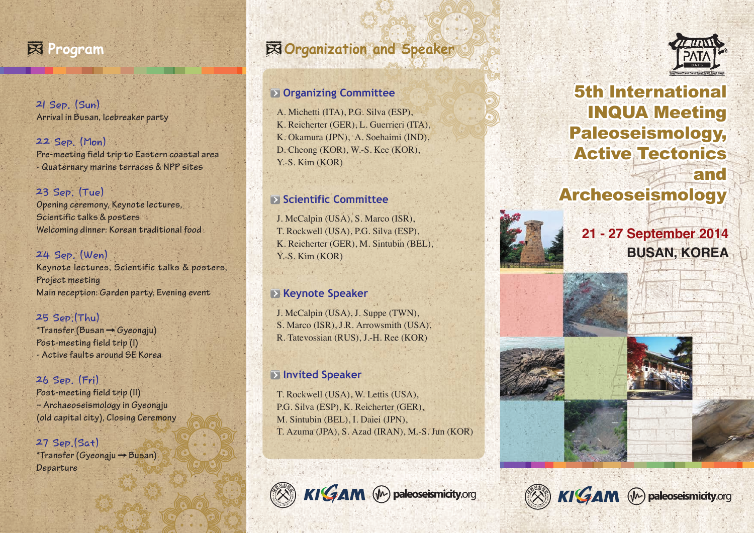# Program

**21 Sep. (Sun)**
Arrival in Busan, Icebreaker party

**22 Sep. (Mon)**
Pre-meeting field trip to Eastern coastal area
- Quaternary marine terraces & NPP sites

**23 Sep. (Tue)**
Opening ceremony, Keynote lectures,
Scientific talks & posters
Welcoming dinner: Korean traditional food

**24 Sep. (Wen)**
Keynote lectures, Scientific talks & posters,
Project meeting
Main reception: Garden party, Evening event

**25 Sep.(Thu)**
*Transfer (Busan → Gyeongju)
Post-meeting field trip (I)
- Active faults around SE Korea

**26 Sep. (Fri)**
Post-meeting field trip (II)
- Archaeoseismology in Gyeongju
(old capital city), Closing Ceremony

**27 Sep.(Sat)**
*Transfer (Gyeongju → Busan)
Departure

# Organization and Speaker

## Organizing Committee

A. Michetti (ITA), P.G. Silva (ESP),
K. Reicherter (GER), L. Guerrieri (ITA),
K. Okamura (JPN), A. Soehaimi (IND),
D. Cheong (KOR), W.-S. Kee (KOR),
Y.-S. Kim (KOR)

## Scientific Committee

J. McCalpin (USA), S. Marco (ISR),
T. Rockwell (USA), P.G. Silva (ESP),
K. Reicherter (GER), M. Sintubin (BEL),
Y.-S. Kim (KOR)

## Keynote Speaker

J. McCalpin (USA), J. Suppe (TWN),
S. Marco (ISR), J.R. Arrowsmith (USA),
R. Tatevossian (RUS), J.-H. Ree (KOR)

## Invited Speaker

T. Rockwell (USA), W. Lettis (USA),
P.G. Silva (ESP), K. Reicherter (GER),
M. Sintubin (BEL), I. Daiei (JPN),
T. Azuma (JPA), S. Azad (IRAN), M.-S. Jun (KOR)

KIGAM paleoseismicity.org

PATA DAYS

# 5th International INQUA Meeting Paleoseismology, Active Tectonics and Archeoseismology

**21 - 27 September 2014**
**BUSAN, KOREA**

KIGAM paleoseismicity.org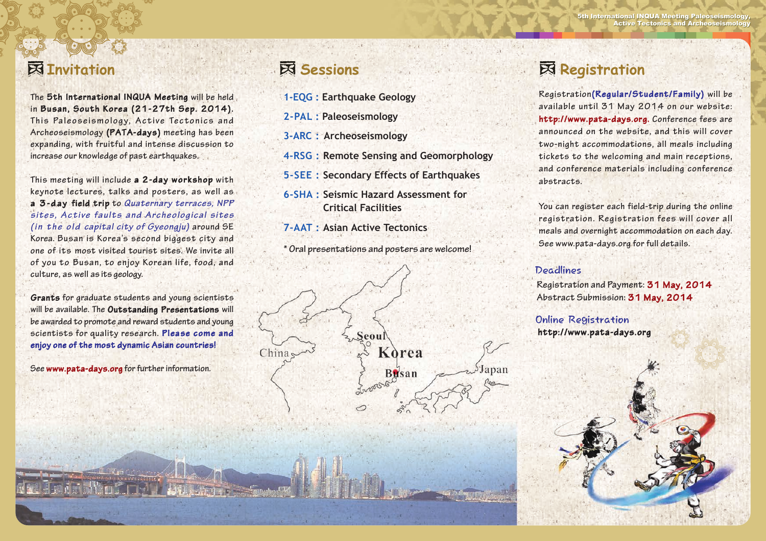## Invitation

The **5th International INQUA Meeting** will be held in **Busan, South Korea (21-27th Sep. 2014).** This Paleoseismology, Active Tectonics and Archeoseismology **(PATA-days)** meeting has been expanding, with fruitful and intense discussion to increase our knowledge of past earthquakes.

This meeting will include **a 2-day workshop** with keynote lectures, talks and posters, as well as **a 3-day field trip** to *Quaternary terraces, NPP sites, Active faults and Archeological sites (in the old capital city of Gyeongju)* around SE Korea. Busan is Korea's second biggest city and one of its most visited tourist sites. We invite all of you to Busan, to enjoy Korean life, food, and culture, as well as its geology.

**Grants** for graduate students and young scientists will be available. The **Outstanding Presentations** will be awarded to promote and reward students and young scientists for quality research. **Please come and enjoy one of the most dynamic Asian countries!**

See **www.pata-days.org** for further information.

## Sessions

- **1-EQG :** Earthquake Geology
- **2-PAL :** Paleoseismology
- **3-ARC :** Archeoseismology
- **4-RSG :** Remote Sensing and Geomorphology
- **5-SEE :** Secondary Effects of Earthquakes
- **6-SHA :** Seismic Hazard Assessment for Critical Facilities
- **7-AAT :** Asian Active Tectonics

\* Oral presentations and posters are welcome!

China
Seoul
Korea
Busan
Japan

## Registration

Registration**(Regular/Student/Family)** will be available until 31 May 2014 on our website: **http://www.pata-days.org**. Conference fees are announced on the website, and this will cover two-night accommodations, all meals including tickets to the welcoming and main receptions, and conference materials including conference abstracts.

You can register each field-trip during the online registration. Registration fees will cover all meals and overnight accommodation on each day. See www.pata-days.org for full details.

### Deadlines

Registration and Payment: **31 May, 2014**
Abstract Submission: **31 May, 2014**

### Online Registration

**http://www.pata-days.org**